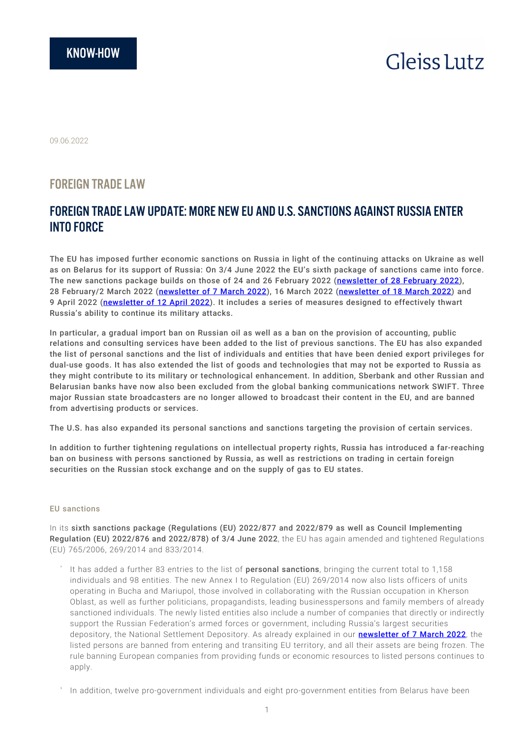KNOW-HOW

Gleiss Lutz

09.06.2022

## FOREIGN TRADE LAW

# FOREIGN TRADE LAW UPDATE: MORE NEW EU AND U.S. SANCTIONS AGAINST RUSSIA ENTER INTO FORCE

**The EU has imposed further economic sanctions on Russia in light of the continuing attacks on Ukraine as well as on Belarus for its support of Russia: On 3/4 June 2022 the EU's sixth package of sanctions came into force. The new sanctions package builds on those of 24 and 26 February 2022 ([newsletter of 28 February 2022]), 28 February/2 March 2022 ([newsletter of 7 March 2022]), 16 March 2022 ([newsletter of 18 March 2022]) and 9 April 2022 ([newsletter of 12 April 2022]). It includes a series of measures designed to effectively thwart Russia's ability to continue its military attacks.**

**In particular, a gradual import ban on Russian oil as well as a ban on the provision of accounting, public relations and consulting services have been added to the list of previous sanctions. The EU has also expanded the list of personal sanctions and the list of individuals and entities that have been denied export privileges for dual-use goods. It has also extended the list of goods and technologies that may not be exported to Russia as they might contribute to its military or technological enhancement. In addition, Sberbank and other Russian and Belarusian banks have now also been excluded from the global banking communications network SWIFT. Three major Russian state broadcasters are no longer allowed to broadcast their content in the EU, and are banned from advertising products or services.**

**The U.S. has also expanded its personal sanctions and sanctions targeting the provision of certain services.**

**In addition to further tightening regulations on intellectual property rights, Russia has introduced a far-reaching ban on business with persons sanctioned by Russia, as well as restrictions on trading in certain foreign securities on the Russian stock exchange and on the supply of gas to EU states.**

### EU sanctions

In its **sixth sanctions package (Regulations (EU) 2022/877 and 2022/879 as well as Council Implementing Regulation (EU) 2022/876 and 2022/878) of 3/4 June 2022**, the EU has again amended and tightened Regulations (EU) 765/2006, 269/2014 and 833/2014.

- It has added a further 83 entries to the list of **personal sanctions**, bringing the current total to 1,158 individuals and 98 entities. The new Annex I to Regulation (EU) 269/2014 now also lists officers of units operating in Bucha and Mariupol, those involved in collaborating with the Russian occupation in Kherson Oblast, as well as further politicians, propagandists, leading businesspersons and family members of already sanctioned individuals. The newly listed entities also include a number of companies that directly or indirectly support the Russian Federation's armed forces or government, including Russia's largest securities depository, the National Settlement Depository. As already explained in our **[newsletter of 7 March 2022]**, the listed persons are banned from entering and transiting EU territory, and all their assets are being frozen. The rule banning European companies from providing funds or economic resources to listed persons continues to apply.
- In addition, twelve pro-government individuals and eight pro-government entities from Belarus have been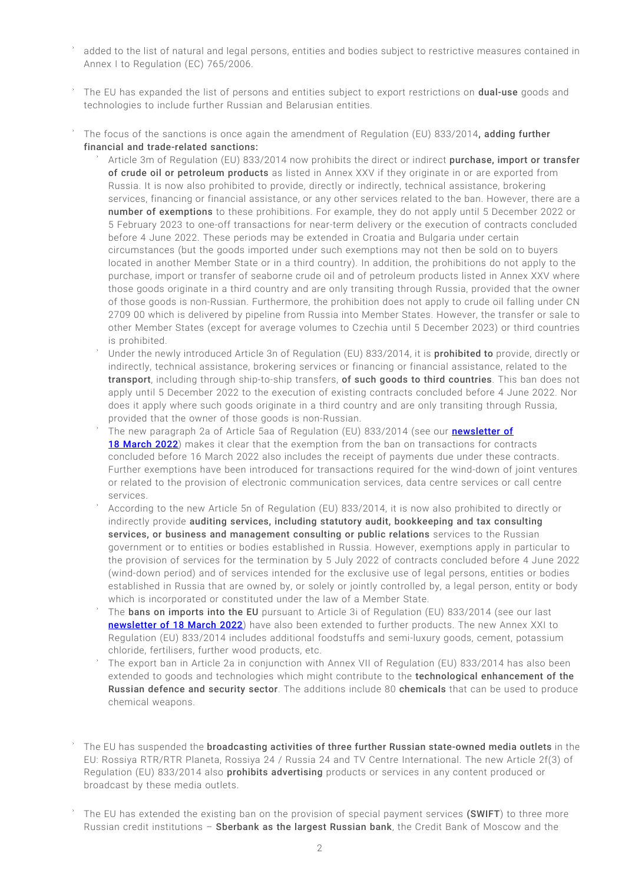- added to the list of natural and legal persons, entities and bodies subject to restrictive measures contained in Annex I to Regulation (EC) 765/2006.

- The EU has expanded the list of persons and entities subject to export restrictions on **dual-use** goods and technologies to include further Russian and Belarusian entities.

- The focus of the sanctions is once again the amendment of Regulation (EU) 833/2014**, adding further financial and trade-related sanctions:**
  - Article 3m of Regulation (EU) 833/2014 now prohibits the direct or indirect **purchase, import or transfer of crude oil or petroleum products** as listed in Annex XXV if they originate in or are exported from Russia. It is now also prohibited to provide, directly or indirectly, technical assistance, brokering services, financing or financial assistance, or any other services related to the ban. However, there are a **number of exemptions** to these prohibitions. For example, they do not apply until 5 December 2022 or 5 February 2023 to one-off transactions for near-term delivery or the execution of contracts concluded before 4 June 2022. These periods may be extended in Croatia and Bulgaria under certain circumstances (but the goods imported under such exemptions may not then be sold on to buyers located in another Member State or in a third country). In addition, the prohibitions do not apply to the purchase, import or transfer of seaborne crude oil and of petroleum products listed in Annex XXV where those goods originate in a third country and are only transiting through Russia, provided that the owner of those goods is non-Russian. Furthermore, the prohibition does not apply to crude oil falling under CN 2709 00 which is delivered by pipeline from Russia into Member States. However, the transfer or sale to other Member States (except for average volumes to Czechia until 5 December 2023) or third countries is prohibited.
  - Under the newly introduced Article 3n of Regulation (EU) 833/2014, it is **prohibited to** provide, directly or indirectly, technical assistance, brokering services or financing or financial assistance, related to the **transport**, including through ship-to-ship transfers, **of such goods to third countries**. This ban does not apply until 5 December 2022 to the execution of existing contracts concluded before 4 June 2022. Nor does it apply where such goods originate in a third country and are only transiting through Russia, provided that the owner of those goods is non-Russian.
  - The new paragraph 2a of Article 5aa of Regulation (EU) 833/2014 (see our **newsletter of 18 March 2022**) makes it clear that the exemption from the ban on transactions for contracts concluded before 16 March 2022 also includes the receipt of payments due under these contracts. Further exemptions have been introduced for transactions required for the wind-down of joint ventures or related to the provision of electronic communication services, data centre services or call centre services.
  - According to the new Article 5n of Regulation (EU) 833/2014, it is now also prohibited to directly or indirectly provide **auditing services, including statutory audit, bookkeeping and tax consulting services, or business and management consulting or public relations** services to the Russian government or to entities or bodies established in Russia. However, exemptions apply in particular to the provision of services for the termination by 5 July 2022 of contracts concluded before 4 June 2022 (wind-down period) and of services intended for the exclusive use of legal persons, entities or bodies established in Russia that are owned by, or solely or jointly controlled by, a legal person, entity or body which is incorporated or constituted under the law of a Member State.
  - The **bans on imports into the EU** pursuant to Article 3i of Regulation (EU) 833/2014 (see our last **newsletter of 18 March 2022**) have also been extended to further products. The new Annex XXI to Regulation (EU) 833/2014 includes additional foodstuffs and semi-luxury goods, cement, potassium chloride, fertilisers, further wood products, etc.
  - The export ban in Article 2a in conjunction with Annex VII of Regulation (EU) 833/2014 has also been extended to goods and technologies which might contribute to the **technological enhancement of the Russian defence and security sector**. The additions include 80 **chemicals** that can be used to produce chemical weapons.

- The EU has suspended the **broadcasting activities of three further Russian state-owned media outlets** in the EU: Rossiya RTR/RTR Planeta, Rossiya 24 / Russia 24 and TV Centre International. The new Article 2f(3) of Regulation (EU) 833/2014 also **prohibits advertising** products or services in any content produced or broadcast by these media outlets.

- The EU has extended the existing ban on the provision of special payment services **(SWIFT**) to three more Russian credit institutions – **Sberbank as the largest Russian bank**, the Credit Bank of Moscow and the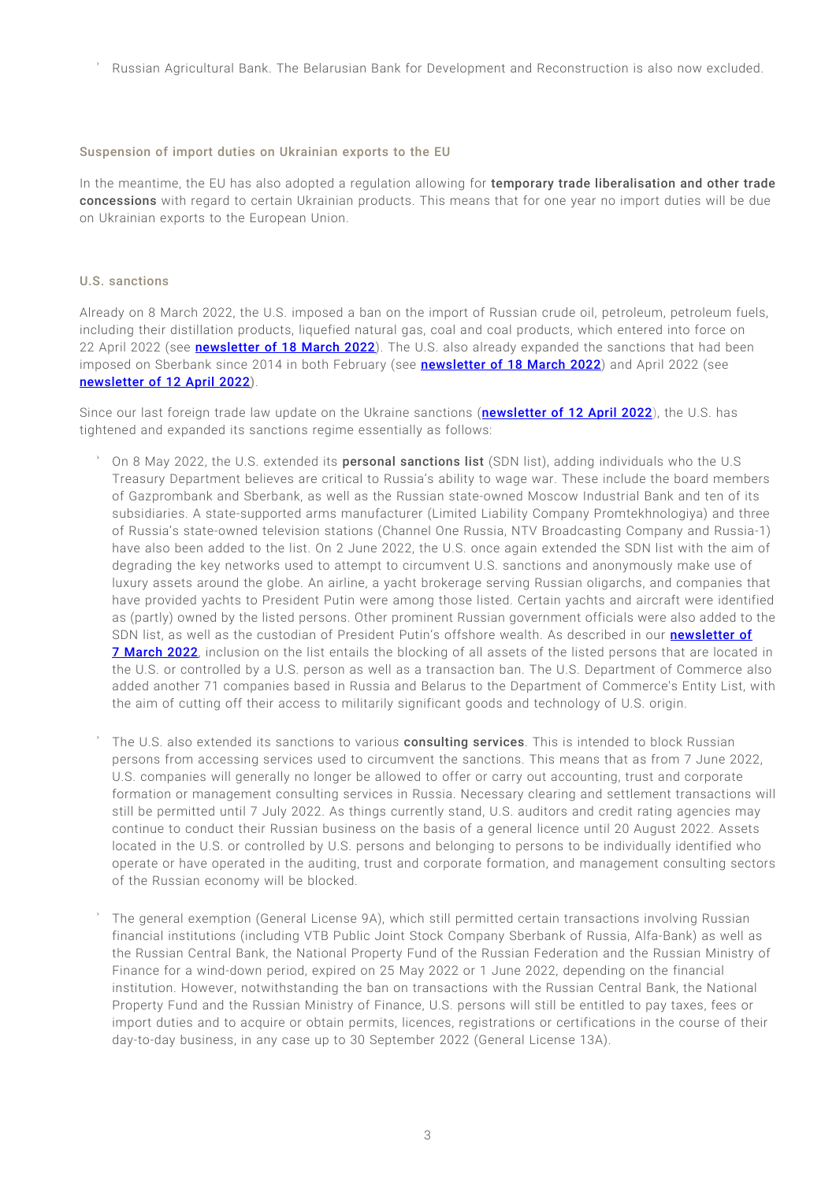- Russian Agricultural Bank. The Belarusian Bank for Development and Reconstruction is also now excluded.

### Suspension of import duties on Ukrainian exports to the EU

In the meantime, the EU has also adopted a regulation allowing for **temporary trade liberalisation and other trade concessions** with regard to certain Ukrainian products. This means that for one year no import duties will be due on Ukrainian exports to the European Union.

### U.S. sanctions

Already on 8 March 2022, the U.S. imposed a ban on the import of Russian crude oil, petroleum, petroleum fuels, including their distillation products, liquefied natural gas, coal and coal products, which entered into force on 22 April 2022 (see **newsletter of 18 March 2022**). The U.S. also already expanded the sanctions that had been imposed on Sberbank since 2014 in both February (see **newsletter of 18 March 2022**) and April 2022 (see **newsletter of 12 April 2022**).

Since our last foreign trade law update on the Ukraine sanctions (**newsletter of 12 April 2022**), the U.S. has tightened and expanded its sanctions regime essentially as follows:

- On 8 May 2022, the U.S. extended its **personal sanctions list** (SDN list), adding individuals who the U.S Treasury Department believes are critical to Russia's ability to wage war. These include the board members of Gazprombank and Sberbank, as well as the Russian state-owned Moscow Industrial Bank and ten of its subsidiaries. A state-supported arms manufacturer (Limited Liability Company Promtekhnologiya) and three of Russia's state-owned television stations (Channel One Russia, NTV Broadcasting Company and Russia-1) have also been added to the list. On 2 June 2022, the U.S. once again extended the SDN list with the aim of degrading the key networks used to attempt to circumvent U.S. sanctions and anonymously make use of luxury assets around the globe. An airline, a yacht brokerage serving Russian oligarchs, and companies that have provided yachts to President Putin were among those listed. Certain yachts and aircraft were identified as (partly) owned by the listed persons. Other prominent Russian government officials were also added to the SDN list, as well as the custodian of President Putin's offshore wealth. As described in our **newsletter of 7 March 2022**, inclusion on the list entails the blocking of all assets of the listed persons that are located in the U.S. or controlled by a U.S. person as well as a transaction ban. The U.S. Department of Commerce also added another 71 companies based in Russia and Belarus to the Department of Commerce's Entity List, with the aim of cutting off their access to militarily significant goods and technology of U.S. origin.

- The U.S. also extended its sanctions to various **consulting services**. This is intended to block Russian persons from accessing services used to circumvent the sanctions. This means that as from 7 June 2022, U.S. companies will generally no longer be allowed to offer or carry out accounting, trust and corporate formation or management consulting services in Russia. Necessary clearing and settlement transactions will still be permitted until 7 July 2022. As things currently stand, U.S. auditors and credit rating agencies may continue to conduct their Russian business on the basis of a general licence until 20 August 2022. Assets located in the U.S. or controlled by U.S. persons and belonging to persons to be individually identified who operate or have operated in the auditing, trust and corporate formation, and management consulting sectors of the Russian economy will be blocked.

- The general exemption (General License 9A), which still permitted certain transactions involving Russian financial institutions (including VTB Public Joint Stock Company Sberbank of Russia, Alfa-Bank) as well as the Russian Central Bank, the National Property Fund of the Russian Federation and the Russian Ministry of Finance for a wind-down period, expired on 25 May 2022 or 1 June 2022, depending on the financial institution. However, notwithstanding the ban on transactions with the Russian Central Bank, the National Property Fund and the Russian Ministry of Finance, U.S. persons will still be entitled to pay taxes, fees or import duties and to acquire or obtain permits, licences, registrations or certifications in the course of their day-to-day business, in any case up to 30 September 2022 (General License 13A).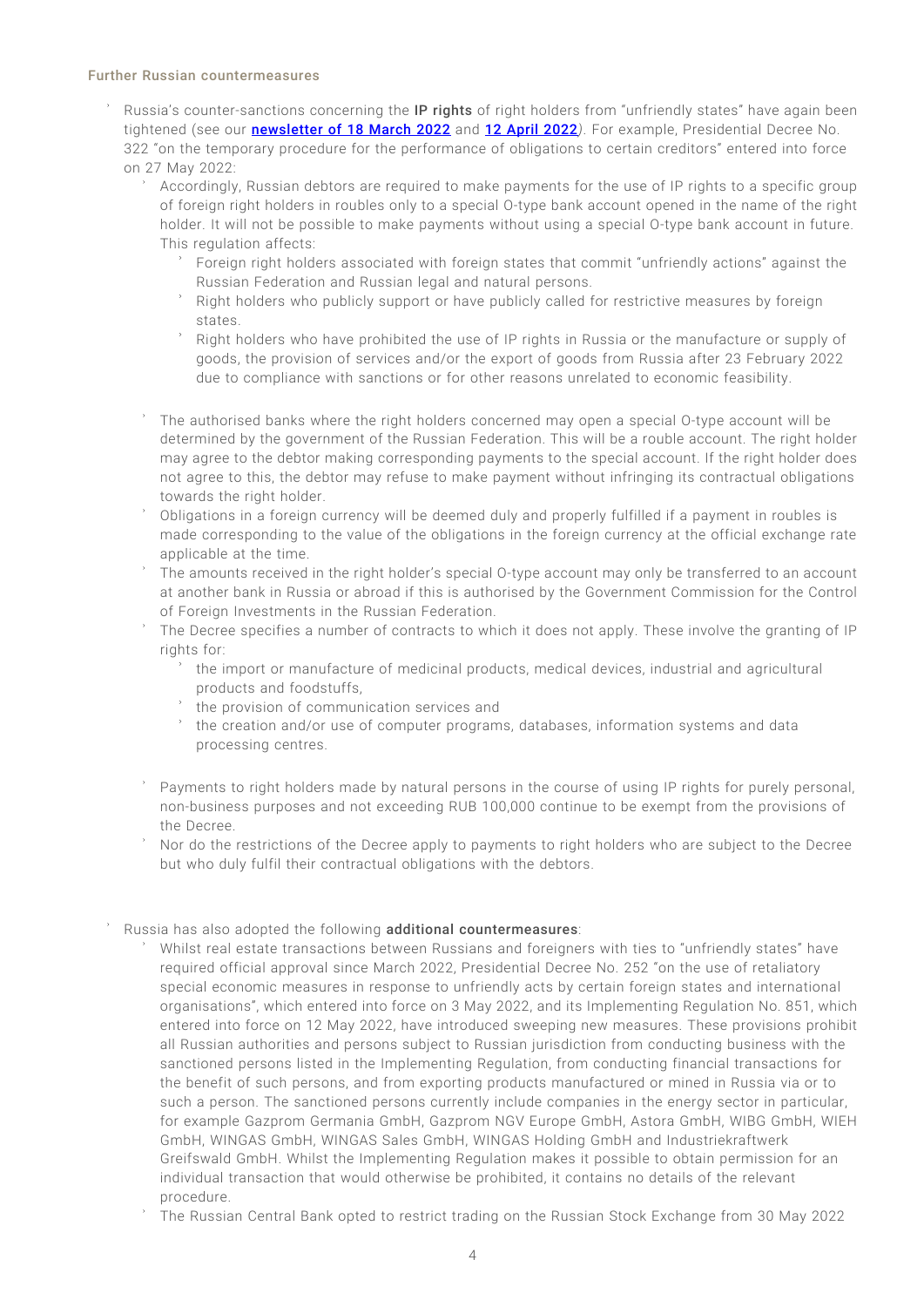### Further Russian countermeasures

- Russia's counter-sanctions concerning the **IP rights** of right holders from "unfriendly states" have again been tightened (see our **newsletter of 18 March 2022** and **12 April 2022**). For example, Presidential Decree No. 322 "on the temporary procedure for the performance of obligations to certain creditors" entered into force on 27 May 2022:
  - Accordingly, Russian debtors are required to make payments for the use of IP rights to a specific group of foreign right holders in roubles only to a special O-type bank account opened in the name of the right holder. It will not be possible to make payments without using a special O-type bank account in future. This regulation affects:
    - Foreign right holders associated with foreign states that commit "unfriendly actions" against the Russian Federation and Russian legal and natural persons.
    - Right holders who publicly support or have publicly called for restrictive measures by foreign states.
    - Right holders who have prohibited the use of IP rights in Russia or the manufacture or supply of goods, the provision of services and/or the export of goods from Russia after 23 February 2022 due to compliance with sanctions or for other reasons unrelated to economic feasibility.
  - The authorised banks where the right holders concerned may open a special O-type account will be determined by the government of the Russian Federation. This will be a rouble account. The right holder may agree to the debtor making corresponding payments to the special account. If the right holder does not agree to this, the debtor may refuse to make payment without infringing its contractual obligations towards the right holder.
  - Obligations in a foreign currency will be deemed duly and properly fulfilled if a payment in roubles is made corresponding to the value of the obligations in the foreign currency at the official exchange rate applicable at the time.
  - The amounts received in the right holder's special O-type account may only be transferred to an account at another bank in Russia or abroad if this is authorised by the Government Commission for the Control of Foreign Investments in the Russian Federation.
  - The Decree specifies a number of contracts to which it does not apply. These involve the granting of IP rights for:
    - the import or manufacture of medicinal products, medical devices, industrial and agricultural products and foodstuffs,
    - the provision of communication services and
    - the creation and/or use of computer programs, databases, information systems and data processing centres.
  - Payments to right holders made by natural persons in the course of using IP rights for purely personal, non-business purposes and not exceeding RUB 100,000 continue to be exempt from the provisions of the Decree.
  - Nor do the restrictions of the Decree apply to payments to right holders who are subject to the Decree but who duly fulfil their contractual obligations with the debtors.

- Russia has also adopted the following **additional countermeasures**:
  - Whilst real estate transactions between Russians and foreigners with ties to "unfriendly states" have required official approval since March 2022, Presidential Decree No. 252 "on the use of retaliatory special economic measures in response to unfriendly acts by certain foreign states and international organisations", which entered into force on 3 May 2022, and its Implementing Regulation No. 851, which entered into force on 12 May 2022, have introduced sweeping new measures. These provisions prohibit all Russian authorities and persons subject to Russian jurisdiction from conducting business with the sanctioned persons listed in the Implementing Regulation, from conducting financial transactions for the benefit of such persons, and from exporting products manufactured or mined in Russia via or to such a person. The sanctioned persons currently include companies in the energy sector in particular, for example Gazprom Germania GmbH, Gazprom NGV Europe GmbH, Astora GmbH, WIBG GmbH, WIEH GmbH, WINGAS GmbH, WINGAS Sales GmbH, WINGAS Holding GmbH and Industriekraftwerk Greifswald GmbH. Whilst the Implementing Regulation makes it possible to obtain permission for an individual transaction that would otherwise be prohibited, it contains no details of the relevant procedure.
  - The Russian Central Bank opted to restrict trading on the Russian Stock Exchange from 30 May 2022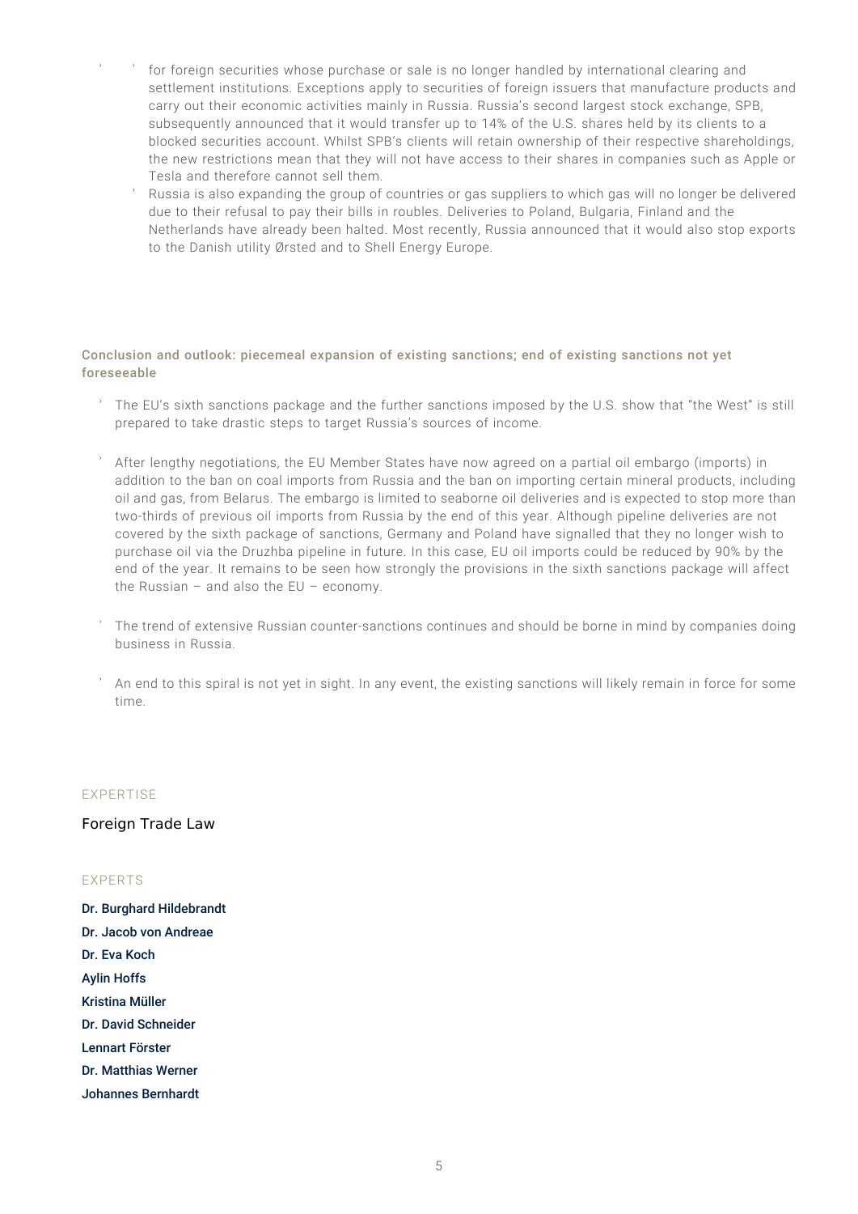- for foreign securities whose purchase or sale is no longer handled by international clearing and settlement institutions. Exceptions apply to securities of foreign issuers that manufacture products and carry out their economic activities mainly in Russia. Russia's second largest stock exchange, SPB, subsequently announced that it would transfer up to 14% of the U.S. shares held by its clients to a blocked securities account. Whilst SPB's clients will retain ownership of their respective shareholdings, the new restrictions mean that they will not have access to their shares in companies such as Apple or Tesla and therefore cannot sell them.
  - Russia is also expanding the group of countries or gas suppliers to which gas will no longer be delivered due to their refusal to pay their bills in roubles. Deliveries to Poland, Bulgaria, Finland and the Netherlands have already been halted. Most recently, Russia announced that it would also stop exports to the Danish utility Ørsted and to Shell Energy Europe.

### Conclusion and outlook: piecemeal expansion of existing sanctions; end of existing sanctions not yet foreseeable

- The EU's sixth sanctions package and the further sanctions imposed by the U.S. show that "the West" is still prepared to take drastic steps to target Russia's sources of income.
- After lengthy negotiations, the EU Member States have now agreed on a partial oil embargo (imports) in addition to the ban on coal imports from Russia and the ban on importing certain mineral products, including oil and gas, from Belarus. The embargo is limited to seaborne oil deliveries and is expected to stop more than two-thirds of previous oil imports from Russia by the end of this year. Although pipeline deliveries are not covered by the sixth package of sanctions, Germany and Poland have signalled that they no longer wish to purchase oil via the Druzhba pipeline in future. In this case, EU oil imports could be reduced by 90% by the end of the year. It remains to be seen how strongly the provisions in the sixth sanctions package will affect the Russian – and also the EU – economy.
- The trend of extensive Russian counter-sanctions continues and should be borne in mind by companies doing business in Russia.
- An end to this spiral is not yet in sight. In any event, the existing sanctions will likely remain in force for some time.

EXPERTISE

Foreign Trade Law

EXPERTS

**Dr. Burghard Hildebrandt**
**Dr. Jacob von Andreae**
**Dr. Eva Koch**
**Aylin Hoffs**
**Kristina Müller**
**Dr. David Schneider**
**Lennart Förster**
**Dr. Matthias Werner**
**Johannes Bernhardt**